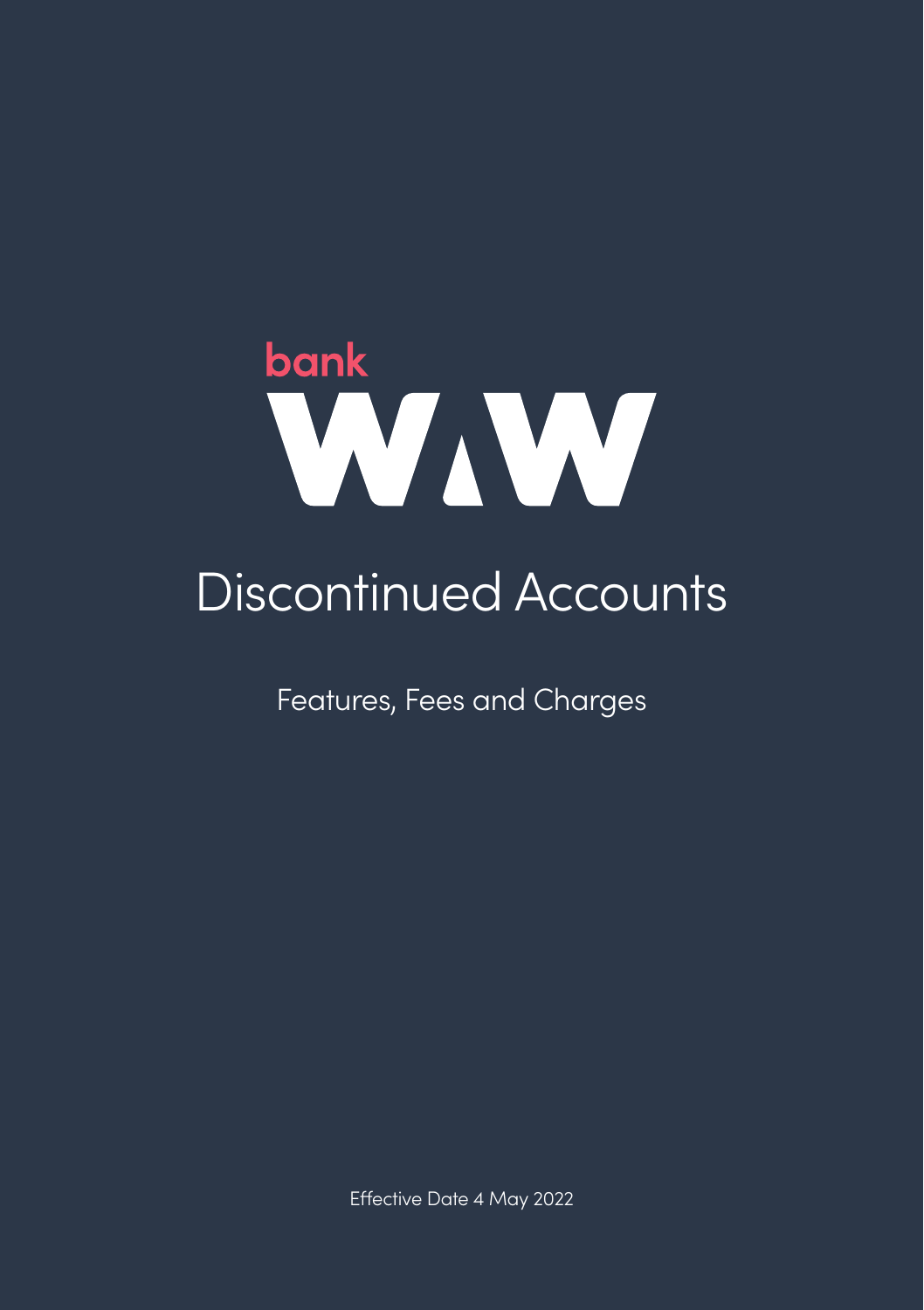bank

WAW

# Discontinued Accounts

## Features, Fees and Charges

Effective Date 4 May 2022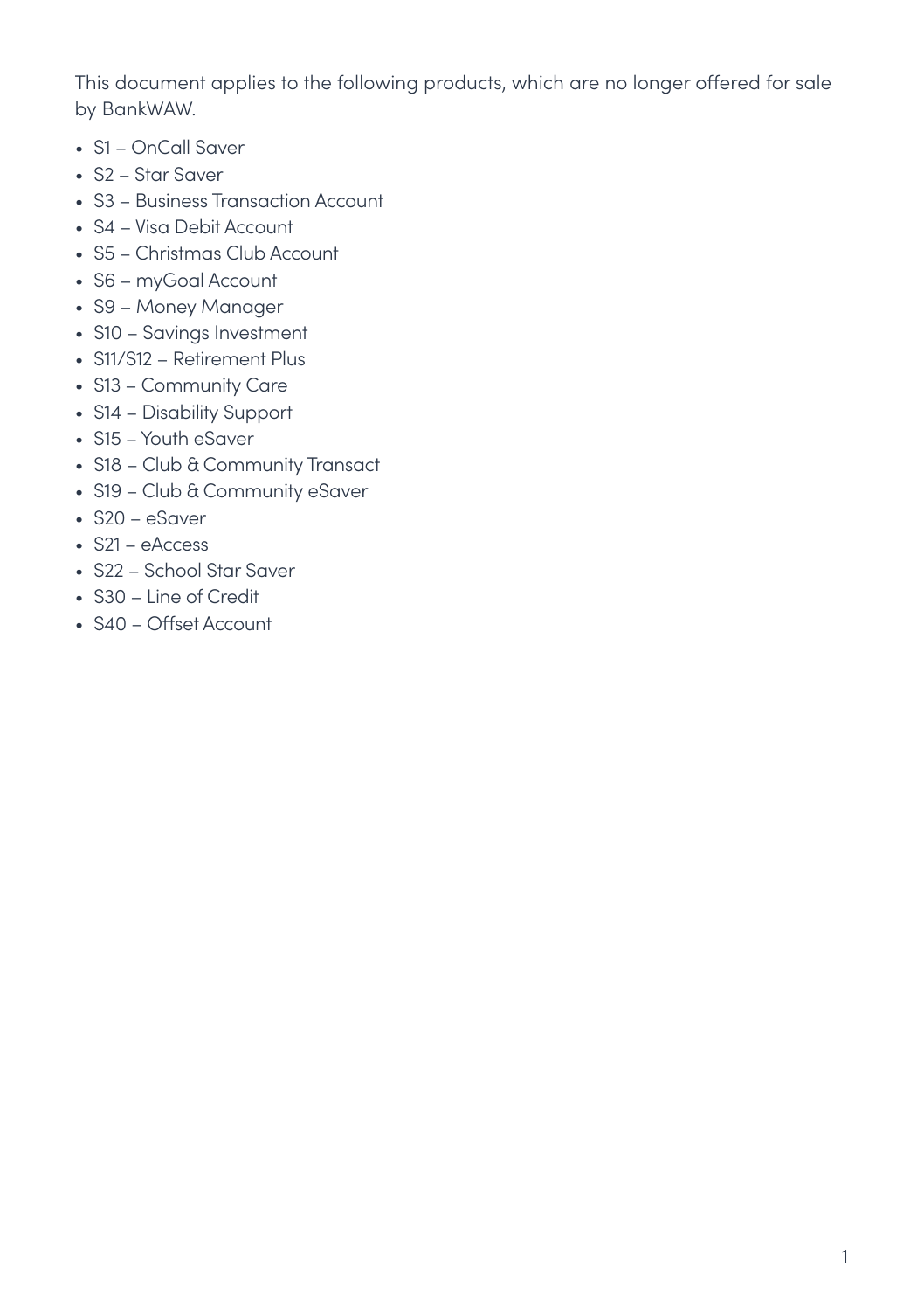This document applies to the following products, which are no longer offered for sale by BankWAW.

- S1 – OnCall Saver
- S2 – Star Saver
- S3 – Business Transaction Account
- S4 – Visa Debit Account
- S5 – Christmas Club Account
- S6 – myGoal Account
- S9 – Money Manager
- S10 – Savings Investment
- S11/S12 – Retirement Plus
- S13 – Community Care
- S14 – Disability Support
- S15 – Youth eSaver
- S18 – Club & Community Transact
- S19 – Club & Community eSaver
- S20 – eSaver
- S21 – eAccess
- S22 – School Star Saver
- S30 – Line of Credit
- S40 – Offset Account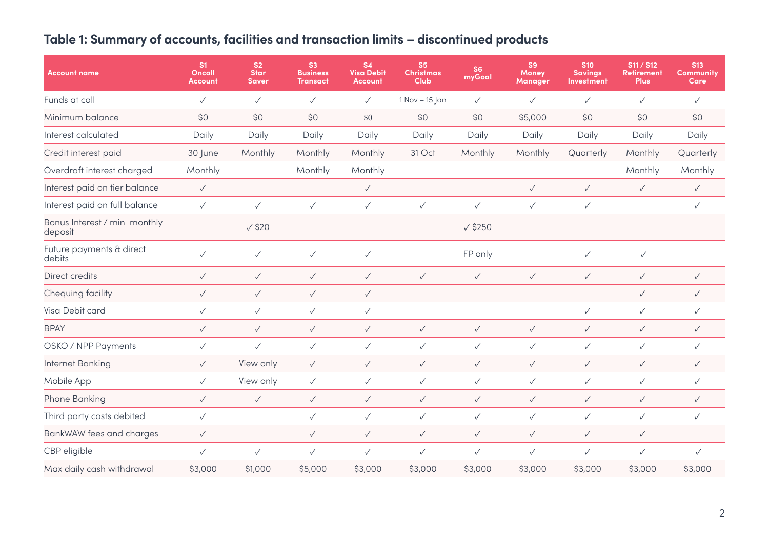## Table 1: Summary of accounts, facilities and transaction limits – discontinued products

| Account name | S1 Oncall Account | S2 Star Saver | S3 Business Transact | S4 Visa Debit Account | S5 Christmas Club | S6 myGoal | S9 Money Manager | S10 Savings Investment | S11 / S12 Retirement Plus | S13 Community Care |
|---|---|---|---|---|---|---|---|---|---|---|
| Funds at call | ✓ | ✓ | ✓ | ✓ | 1 Nov – 15 Jan | ✓ | ✓ | ✓ | ✓ | ✓ |
| Minimum balance | $0 | $0 | $0 | $0 | $0 | $0 | $5,000 | $0 | $0 | $0 |
| Interest calculated | Daily | Daily | Daily | Daily | Daily | Daily | Daily | Daily | Daily | Daily |
| Credit interest paid | 30 June | Monthly | Monthly | Monthly | 31 Oct | Monthly | Monthly | Quarterly | Monthly | Quarterly |
| Overdraft interest charged | Monthly | | Monthly | Monthly | | | | | Monthly | Monthly |
| Interest paid on tier balance | ✓ | | | ✓ | | | ✓ | ✓ | ✓ | ✓ |
| Interest paid on full balance | ✓ | ✓ | ✓ | ✓ | ✓ | ✓ | ✓ | ✓ | | ✓ |
| Bonus Interest / min monthly deposit | | ✓ $20 | | | | ✓ $250 | | | | |
| Future payments & direct debits | ✓ | ✓ | ✓ | ✓ | | FP only | | ✓ | ✓ | |
| Direct credits | ✓ | ✓ | ✓ | ✓ | ✓ | ✓ | ✓ | ✓ | ✓ | ✓ |
| Chequing facility | ✓ | ✓ | ✓ | ✓ | | | | | ✓ | ✓ |
| Visa Debit card | ✓ | ✓ | ✓ | ✓ | | | | ✓ | ✓ | ✓ |
| BPAY | ✓ | ✓ | ✓ | ✓ | ✓ | ✓ | ✓ | ✓ | ✓ | ✓ |
| OSKO / NPP Payments | ✓ | ✓ | ✓ | ✓ | ✓ | ✓ | ✓ | ✓ | ✓ | ✓ |
| Internet Banking | ✓ | View only | ✓ | ✓ | ✓ | ✓ | ✓ | ✓ | ✓ | ✓ |
| Mobile App | ✓ | View only | ✓ | ✓ | ✓ | ✓ | ✓ | ✓ | ✓ | ✓ |
| Phone Banking | ✓ | ✓ | ✓ | ✓ | ✓ | ✓ | ✓ | ✓ | ✓ | ✓ |
| Third party costs debited | ✓ | | ✓ | ✓ | ✓ | ✓ | ✓ | ✓ | ✓ | ✓ |
| BankWAW fees and charges | ✓ | | ✓ | ✓ | ✓ | ✓ | ✓ | ✓ | ✓ | |
| CBP eligible | ✓ | ✓ | ✓ | ✓ | ✓ | ✓ | ✓ | ✓ | ✓ | ✓ |
| Max daily cash withdrawal | $3,000 | $1,000 | $5,000 | $3,000 | $3,000 | $3,000 | $3,000 | $3,000 | $3,000 | $3,000 |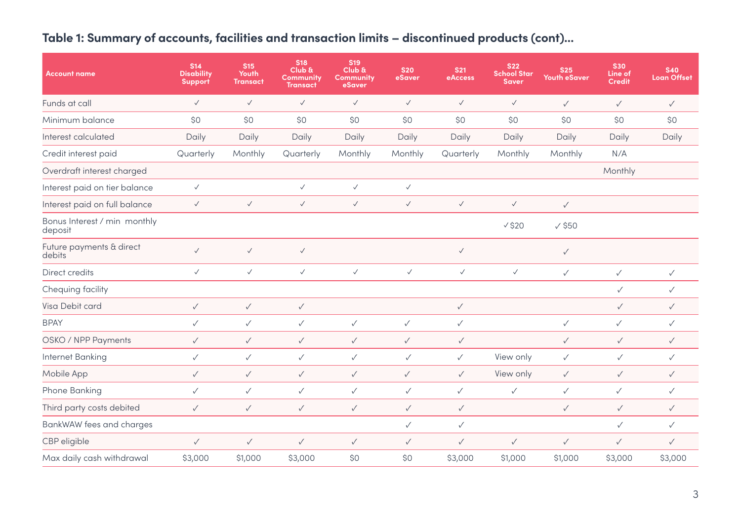## Table 1: Summary of accounts, facilities and transaction limits – discontinued products (cont)...

| Account name | S14 Disability Support | S15 Youth Transact | S18 Club & Community Transact | S19 Club & Community eSaver | S20 eSaver | S21 eAccess | S22 School Star Saver | S25 Youth eSaver | S30 Line of Credit | S40 Loan Offset |
|---|---|---|---|---|---|---|---|---|---|---|
| Funds at call | ✓ | ✓ | ✓ | ✓ | ✓ | ✓ | ✓ | ✓ | ✓ | ✓ |
| Minimum balance | $0 | $0 | $0 | $0 | $0 | $0 | $0 | $0 | $0 | $0 |
| Interest calculated | Daily | Daily | Daily | Daily | Daily | Daily | Daily | Daily | Daily | Daily |
| Credit interest paid | Quarterly | Monthly | Quarterly | Monthly | Monthly | Quarterly | Monthly | Monthly | N/A | |
| Overdraft interest charged | | | | | | | | | Monthly | |
| Interest paid on tier balance | ✓ | | ✓ | ✓ | ✓ | | | | | |
| Interest paid on full balance | ✓ | ✓ | ✓ | ✓ | ✓ | ✓ | ✓ | ✓ | | |
| Bonus Interest / min monthly deposit | | | | | | | ✓ $20 | ✓ $50 | | |
| Future payments & direct debits | ✓ | ✓ | ✓ | | | ✓ | | ✓ | | |
| Direct credits | ✓ | ✓ | ✓ | ✓ | ✓ | ✓ | ✓ | ✓ | ✓ | ✓ |
| Chequing facility | | | | | | | | | ✓ | ✓ |
| Visa Debit card | ✓ | ✓ | ✓ | | | ✓ | | | ✓ | ✓ |
| BPAY | ✓ | ✓ | ✓ | ✓ | ✓ | ✓ | | ✓ | ✓ | ✓ |
| OSKO / NPP Payments | ✓ | ✓ | ✓ | ✓ | ✓ | ✓ | | ✓ | ✓ | ✓ |
| Internet Banking | ✓ | ✓ | ✓ | ✓ | ✓ | ✓ | View only | ✓ | ✓ | ✓ |
| Mobile App | ✓ | ✓ | ✓ | ✓ | ✓ | ✓ | View only | ✓ | ✓ | ✓ |
| Phone Banking | ✓ | ✓ | ✓ | ✓ | ✓ | ✓ | ✓ | ✓ | ✓ | ✓ |
| Third party costs debited | ✓ | ✓ | ✓ | ✓ | ✓ | ✓ | | ✓ | ✓ | ✓ |
| BankWAW fees and charges | | | | | ✓ | ✓ | | | ✓ | ✓ |
| CBP eligible | ✓ | ✓ | ✓ | ✓ | ✓ | ✓ | ✓ | ✓ | ✓ | ✓ |
| Max daily cash withdrawal | $3,000 | $1,000 | $3,000 | $0 | $0 | $3,000 | $1,000 | $1,000 | $3,000 | $3,000 |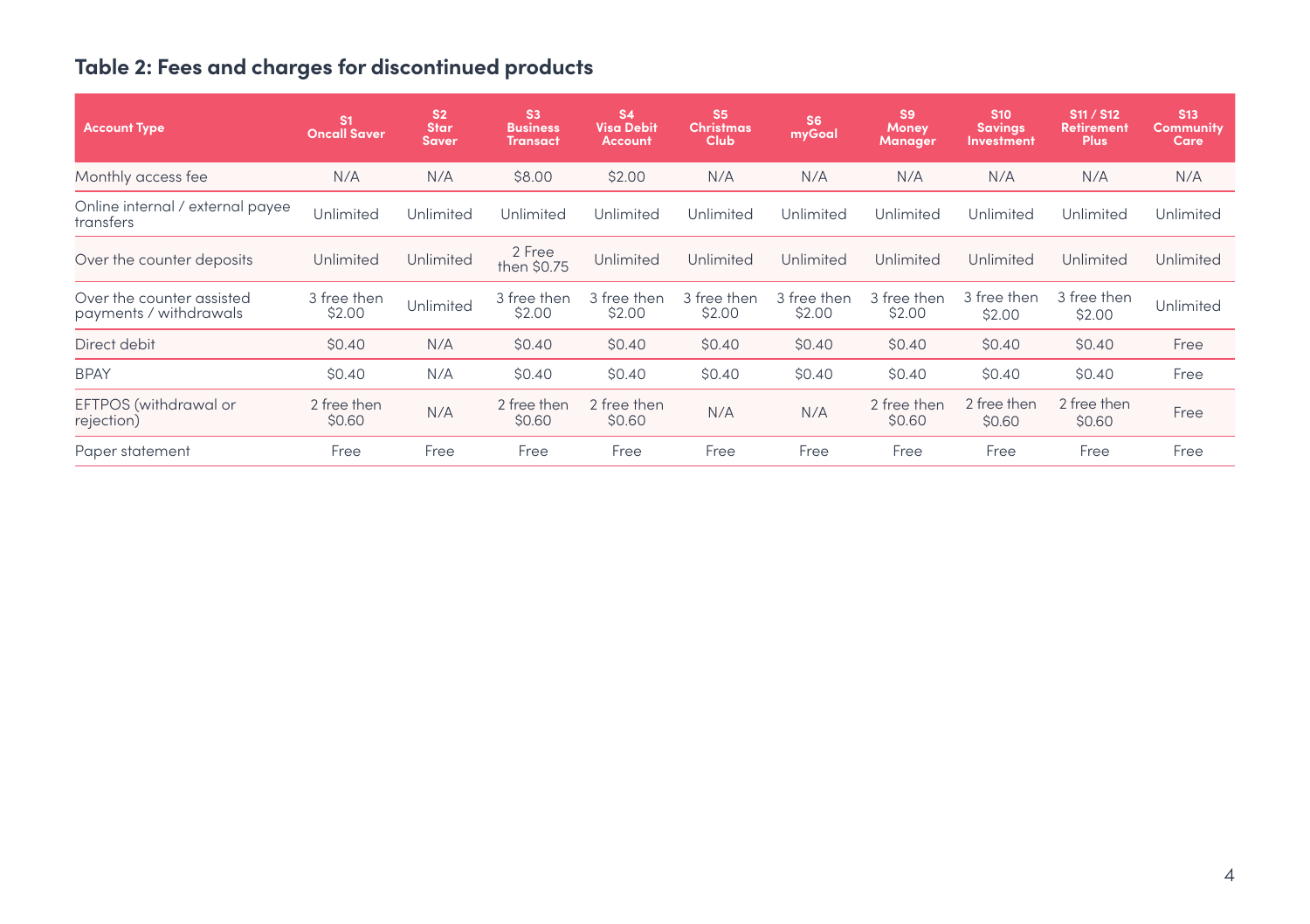## Table 2: Fees and charges for discontinued products

| Account Type | S1 Oncall Saver | S2 Star Saver | S3 Business Transact | S4 Visa Debit Account | S5 Christmas Club | S6 myGoal | S9 Money Manager | S10 Savings Investment | S11 / S12 Retirement Plus | S13 Community Care |
|---|---|---|---|---|---|---|---|---|---|---|
| Monthly access fee | N/A | N/A | $8.00 | $2.00 | N/A | N/A | N/A | N/A | N/A | N/A |
| Online internal / external payee transfers | Unlimited | Unlimited | Unlimited | Unlimited | Unlimited | Unlimited | Unlimited | Unlimited | Unlimited | Unlimited |
| Over the counter deposits | Unlimited | Unlimited | 2 Free then $0.75 | Unlimited | Unlimited | Unlimited | Unlimited | Unlimited | Unlimited | Unlimited |
| Over the counter assisted payments / withdrawals | 3 free then $2.00 | Unlimited | 3 free then $2.00 | 3 free then $2.00 | 3 free then $2.00 | 3 free then $2.00 | 3 free then $2.00 | 3 free then $2.00 | 3 free then $2.00 | Unlimited |
| Direct debit | $0.40 | N/A | $0.40 | $0.40 | $0.40 | $0.40 | $0.40 | $0.40 | $0.40 | Free |
| BPAY | $0.40 | N/A | $0.40 | $0.40 | $0.40 | $0.40 | $0.40 | $0.40 | $0.40 | Free |
| EFTPOS (withdrawal or rejection) | 2 free then $0.60 | N/A | 2 free then $0.60 | 2 free then $0.60 | N/A | N/A | 2 free then $0.60 | 2 free then $0.60 | 2 free then $0.60 | Free |
| Paper statement | Free | Free | Free | Free | Free | Free | Free | Free | Free | Free |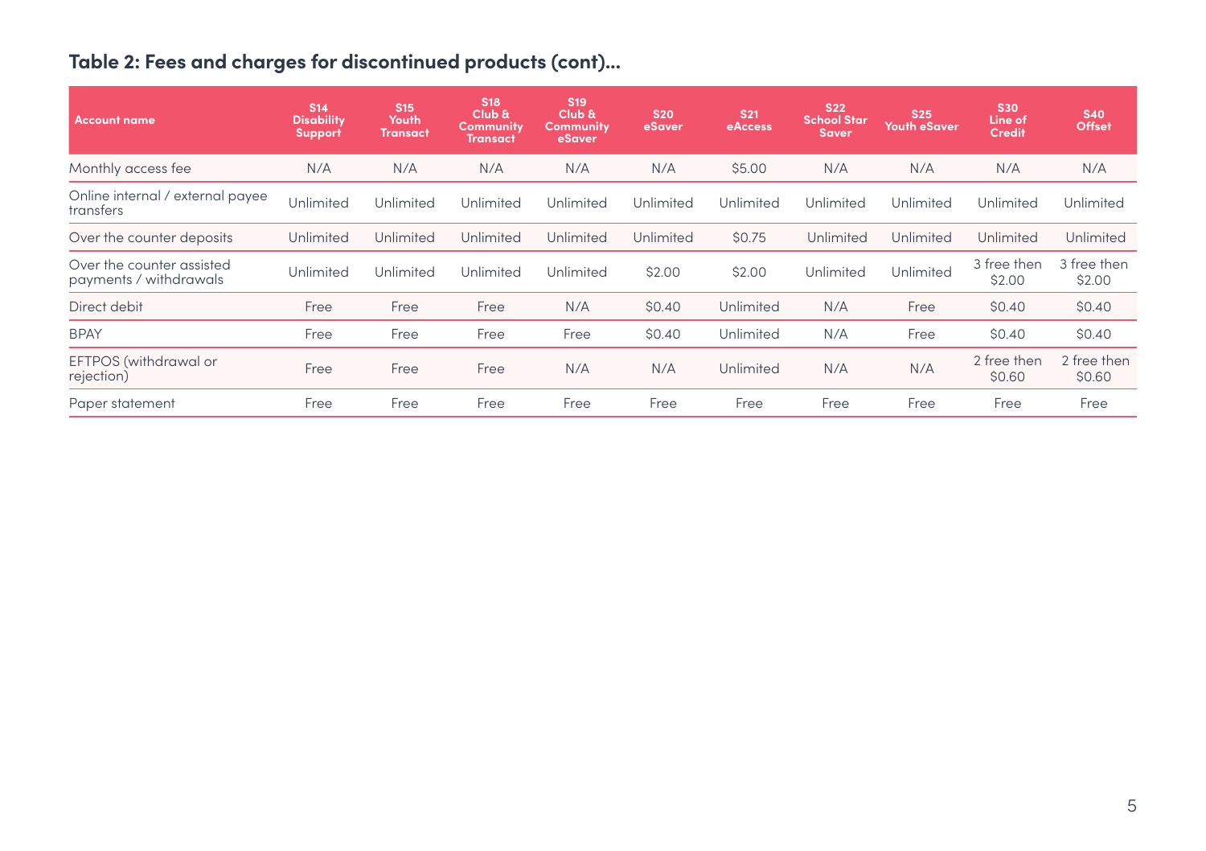## Table 2: Fees and charges for discontinued products (cont)...

| Account name | S14 Disability Support | S15 Youth Transact | S18 Club & Community Transact | S19 Club & Community eSaver | S20 eSaver | S21 eAccess | S22 School Star Saver | S25 Youth eSaver | S30 Line of Credit | S40 Offset |
|---|---|---|---|---|---|---|---|---|---|---|
| Monthly access fee | N/A | N/A | N/A | N/A | N/A | $5.00 | N/A | N/A | N/A | N/A |
| Online internal / external payee transfers | Unlimited | Unlimited | Unlimited | Unlimited | Unlimited | Unlimited | Unlimited | Unlimited | Unlimited | Unlimited |
| Over the counter deposits | Unlimited | Unlimited | Unlimited | Unlimited | Unlimited | $0.75 | Unlimited | Unlimited | Unlimited | Unlimited |
| Over the counter assisted payments / withdrawals | Unlimited | Unlimited | Unlimited | Unlimited | $2.00 | $2.00 | Unlimited | Unlimited | 3 free then $2.00 | 3 free then $2.00 |
| Direct debit | Free | Free | Free | N/A | $0.40 | Unlimited | N/A | Free | $0.40 | $0.40 |
| BPAY | Free | Free | Free | Free | $0.40 | Unlimited | N/A | Free | $0.40 | $0.40 |
| EFTPOS (withdrawal or rejection) | Free | Free | Free | N/A | N/A | Unlimited | N/A | N/A | 2 free then $0.60 | 2 free then $0.60 |
| Paper statement | Free | Free | Free | Free | Free | Free | Free | Free | Free | Free |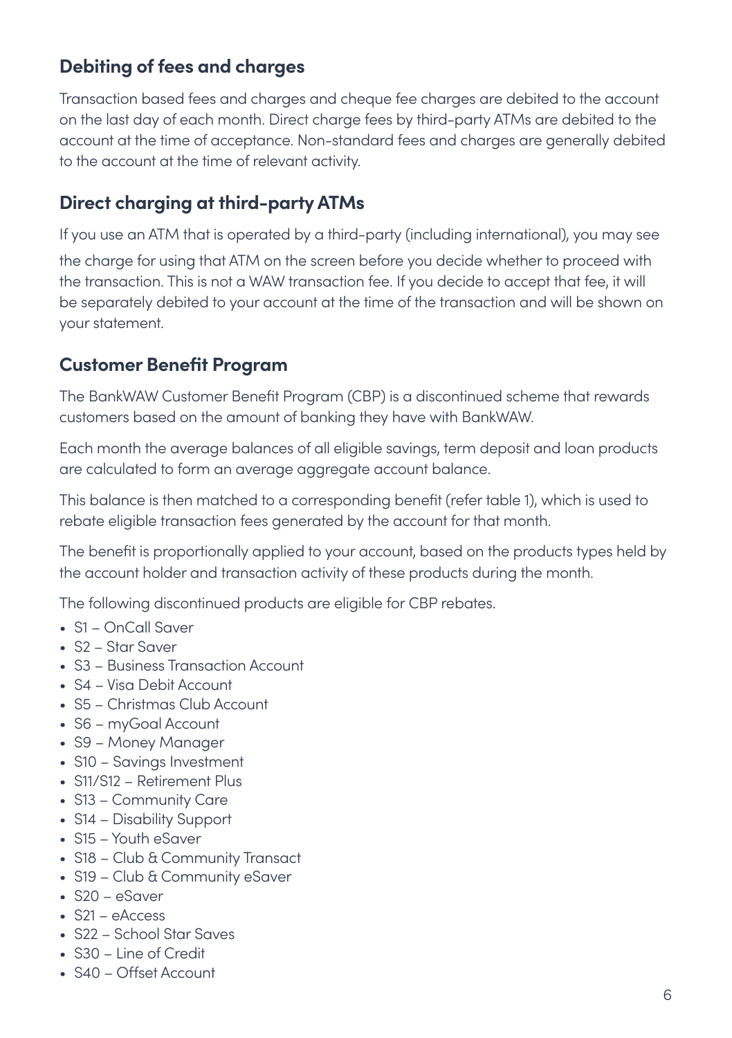## Debiting of fees and charges

Transaction based fees and charges and cheque fee charges are debited to the account on the last day of each month. Direct charge fees by third-party ATMs are debited to the account at the time of acceptance. Non-standard fees and charges are generally debited to the account at the time of relevant activity.

## Direct charging at third-party ATMs

If you use an ATM that is operated by a third-party (including international), you may see the charge for using that ATM on the screen before you decide whether to proceed with the transaction. This is not a WAW transaction fee. If you decide to accept that fee, it will be separately debited to your account at the time of the transaction and will be shown on your statement.

## Customer Benefit Program

The BankWAW Customer Benefit Program (CBP) is a discontinued scheme that rewards customers based on the amount of banking they have with BankWAW.

Each month the average balances of all eligible savings, term deposit and loan products are calculated to form an average aggregate account balance.

This balance is then matched to a corresponding benefit (refer table 1), which is used to rebate eligible transaction fees generated by the account for that month.

The benefit is proportionally applied to your account, based on the products types held by the account holder and transaction activity of these products during the month.

The following discontinued products are eligible for CBP rebates.

- S1 – OnCall Saver
- S2 – Star Saver
- S3 – Business Transaction Account
- S4 – Visa Debit Account
- S5 – Christmas Club Account
- S6 – myGoal Account
- S9 – Money Manager
- S10 – Savings Investment
- S11/S12 – Retirement Plus
- S13 – Community Care
- S14 – Disability Support
- S15 – Youth eSaver
- S18 – Club & Community Transact
- S19 – Club & Community eSaver
- S20 – eSaver
- S21 – eAccess
- S22 – School Star Saves
- S30 – Line of Credit
- S40 – Offset Account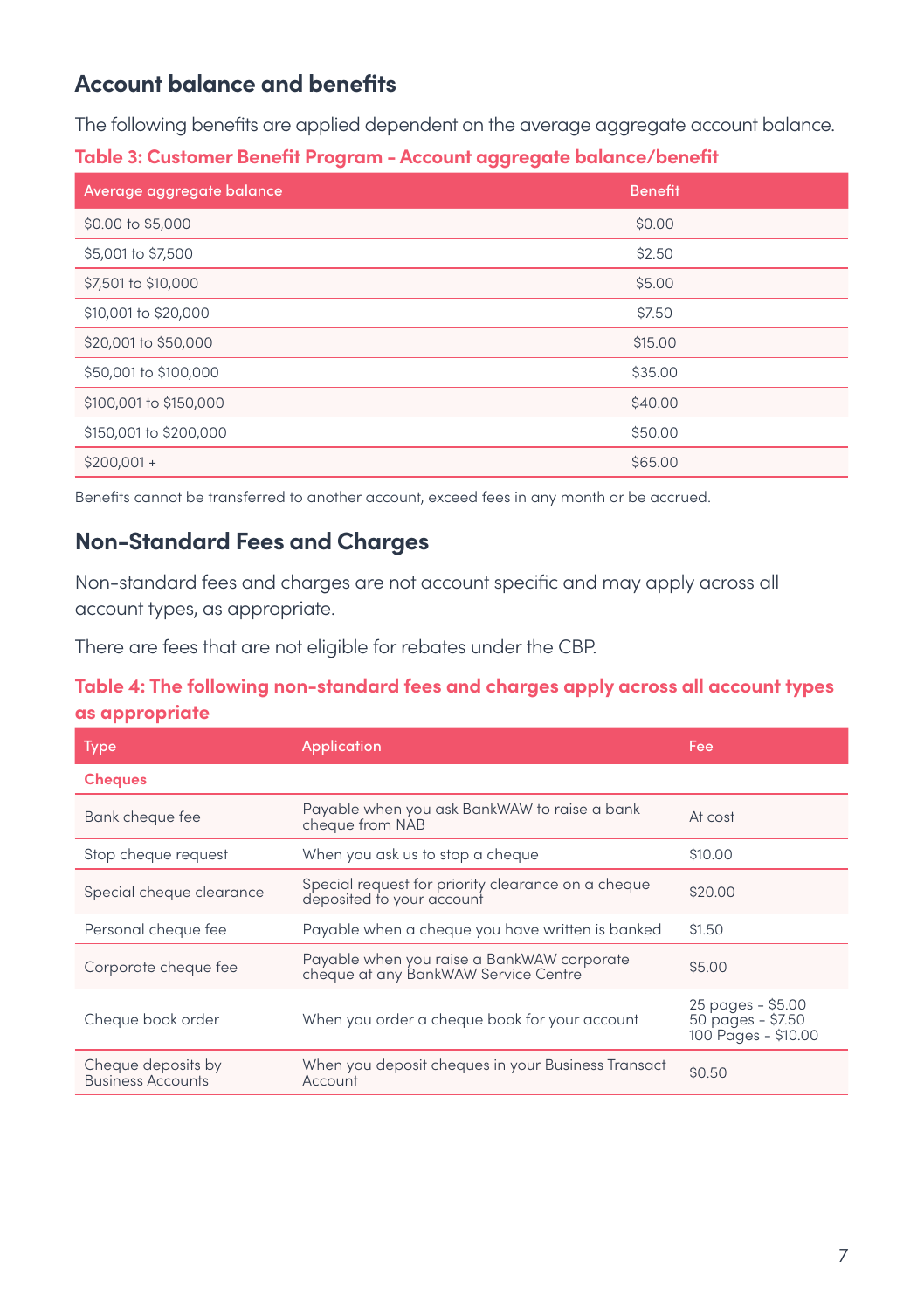## Account balance and benefits

The following benefits are applied dependent on the average aggregate account balance.

**Table 3: Customer Benefit Program - Account aggregate balance/benefit**

| Average aggregate balance | Benefit |
|---|---|
| $0.00 to $5,000 | $0.00 |
| $5,001 to $7,500 | $2.50 |
| $7,501 to $10,000 | $5.00 |
| $10,001 to $20,000 | $7.50 |
| $20,001 to $50,000 | $15.00 |
| $50,001 to $100,000 | $35.00 |
| $100,001 to $150,000 | $40.00 |
| $150,001 to $200,000 | $50.00 |
| $200,001 + | $65.00 |

Benefits cannot be transferred to another account, exceed fees in any month or be accrued.

## Non-Standard Fees and Charges

Non-standard fees and charges are not account specific and may apply across all account types, as appropriate.

There are fees that are not eligible for rebates under the CBP.

**Table 4: The following non-standard fees and charges apply across all account types as appropriate**

| Type | Application | Fee |
|---|---|---|
| **Cheques** | | |
| Bank cheque fee | Payable when you ask BankWAW to raise a bank cheque from NAB | At cost |
| Stop cheque request | When you ask us to stop a cheque | $10.00 |
| Special cheque clearance | Special request for priority clearance on a cheque deposited to your account | $20.00 |
| Personal cheque fee | Payable when a cheque you have written is banked | $1.50 |
| Corporate cheque fee | Payable when you raise a BankWAW corporate cheque at any BankWAW Service Centre | $5.00 |
| Cheque book order | When you order a cheque book for your account | 25 pages - $5.00<br>50 pages - $7.50<br>100 Pages - $10.00 |
| Cheque deposits by Business Accounts | When you deposit cheques in your Business Transact Account | $0.50 |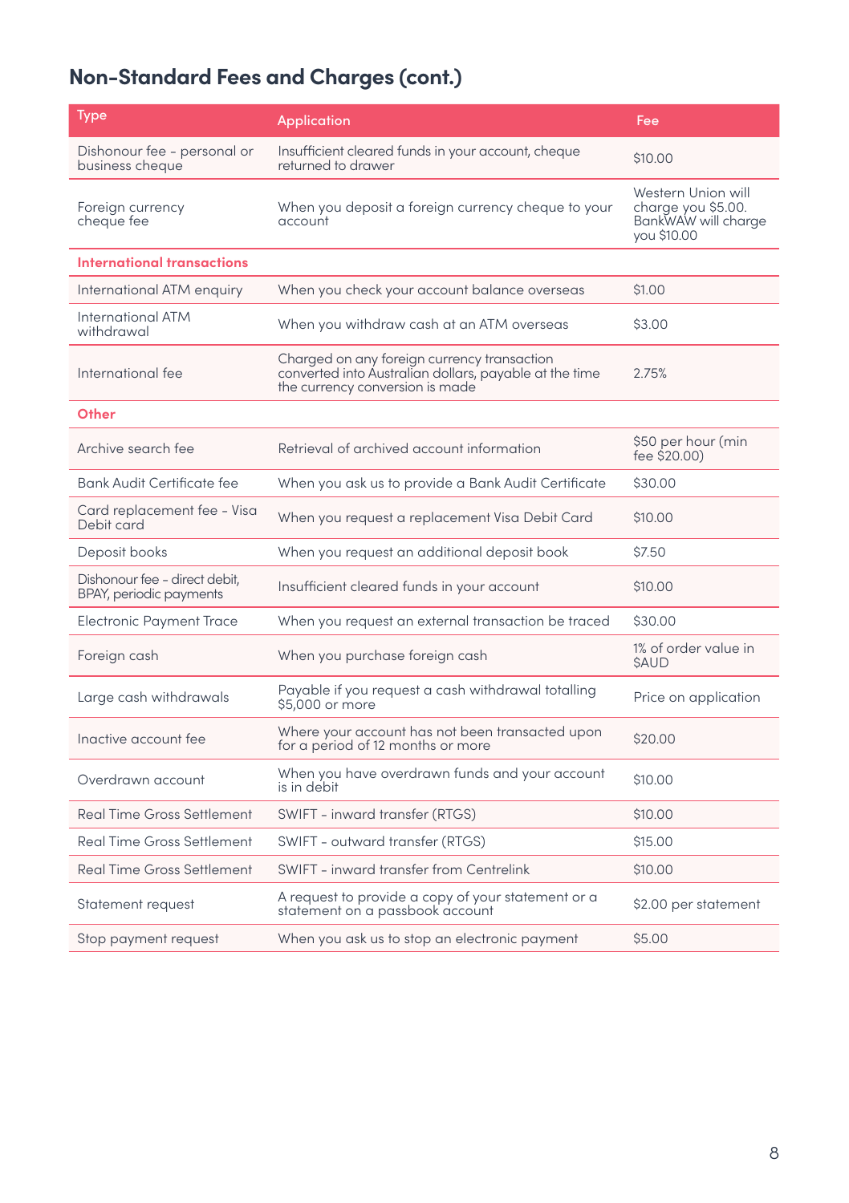## Non-Standard Fees and Charges (cont.)

| Type | Application | Fee |
|---|---|---|
| Dishonour fee - personal or business cheque | Insufficient cleared funds in your account, cheque returned to drawer | $10.00 |
| Foreign currency cheque fee | When you deposit a foreign currency cheque to your account | Western Union will charge you $5.00. BankWAW will charge you $10.00 |
| **International transactions** | | |
| International ATM enquiry | When you check your account balance overseas | $1.00 |
| International ATM withdrawal | When you withdraw cash at an ATM overseas | $3.00 |
| International fee | Charged on any foreign currency transaction converted into Australian dollars, payable at the time the currency conversion is made | 2.75% |
| **Other** | | |
| Archive search fee | Retrieval of archived account information | $50 per hour (min fee $20.00) |
| Bank Audit Certificate fee | When you ask us to provide a Bank Audit Certificate | $30.00 |
| Card replacement fee - Visa Debit card | When you request a replacement Visa Debit Card | $10.00 |
| Deposit books | When you request an additional deposit book | $7.50 |
| Dishonour fee - direct debit, BPAY, periodic payments | Insufficient cleared funds in your account | $10.00 |
| Electronic Payment Trace | When you request an external transaction be traced | $30.00 |
| Foreign cash | When you purchase foreign cash | 1% of order value in $AUD |
| Large cash withdrawals | Payable if you request a cash withdrawal totalling $5,000 or more | Price on application |
| Inactive account fee | Where your account has not been transacted upon for a period of 12 months or more | $20.00 |
| Overdrawn account | When you have overdrawn funds and your account is in debit | $10.00 |
| Real Time Gross Settlement | SWIFT - inward transfer (RTGS) | $10.00 |
| Real Time Gross Settlement | SWIFT - outward transfer (RTGS) | $15.00 |
| Real Time Gross Settlement | SWIFT - inward transfer from Centrelink | $10.00 |
| Statement request | A request to provide a copy of your statement or a statement on a passbook account | $2.00 per statement |
| Stop payment request | When you ask us to stop an electronic payment | $5.00 |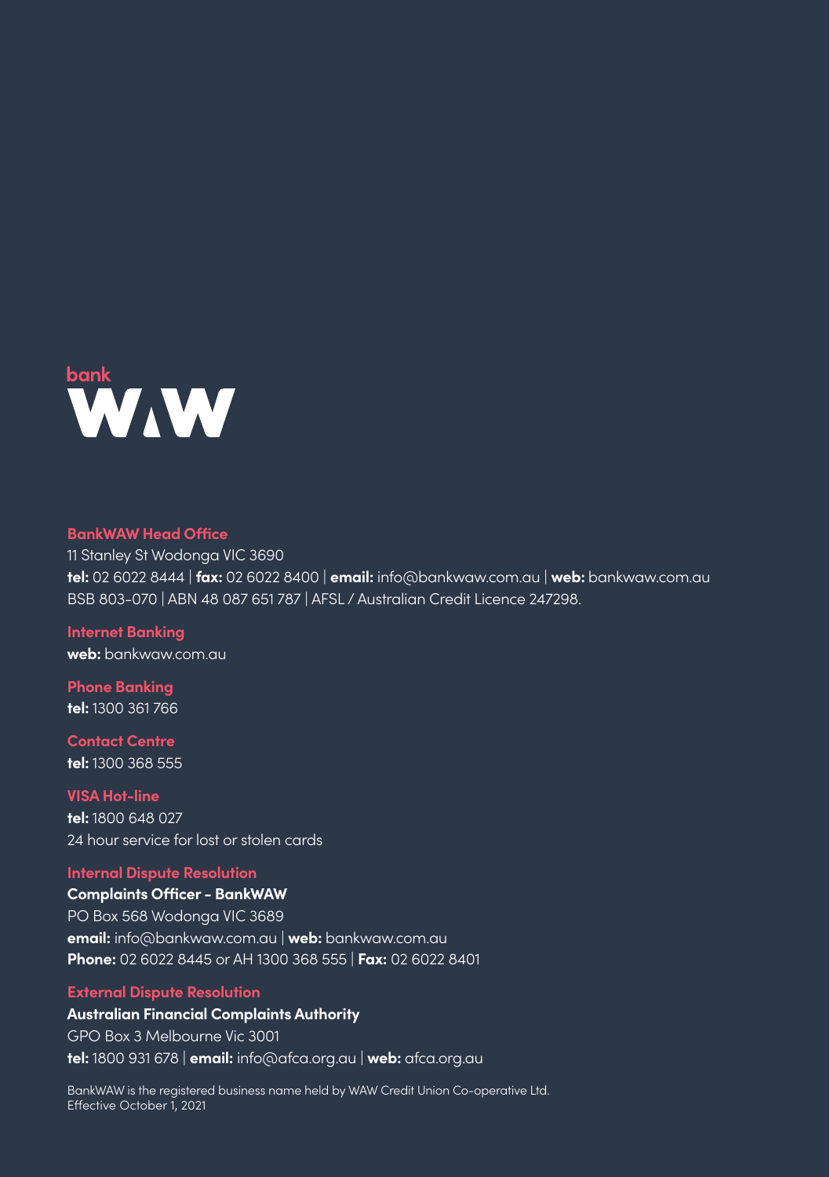bank
WAW

**BankWAW Head Office**
11 Stanley St Wodonga VIC 3690
**tel:** 02 6022 8444 | **fax:** 02 6022 8400 | **email:** info@bankwaw.com.au | **web:** bankwaw.com.au
BSB 803-070 | ABN 48 087 651 787 | AFSL / Australian Credit Licence 247298.

**Internet Banking**
**web:** bankwaw.com.au

**Phone Banking**
**tel:** 1300 361 766

**Contact Centre**
**tel:** 1300 368 555

**VISA Hot-line**
**tel:** 1800 648 027
24 hour service for lost or stolen cards

**Internal Dispute Resolution**
**Complaints Officer - BankWAW**
PO Box 568 Wodonga VIC 3689
**email:** info@bankwaw.com.au | **web:** bankwaw.com.au
**Phone:** 02 6022 8445 or AH 1300 368 555 | **Fax:** 02 6022 8401

**External Dispute Resolution**
**Australian Financial Complaints Authority**
GPO Box 3 Melbourne Vic 3001
**tel:** 1800 931 678 | **email:** info@afca.org.au | **web:** afca.org.au

BankWAW is the registered business name held by WAW Credit Union Co-operative Ltd.
Effective October 1, 2021